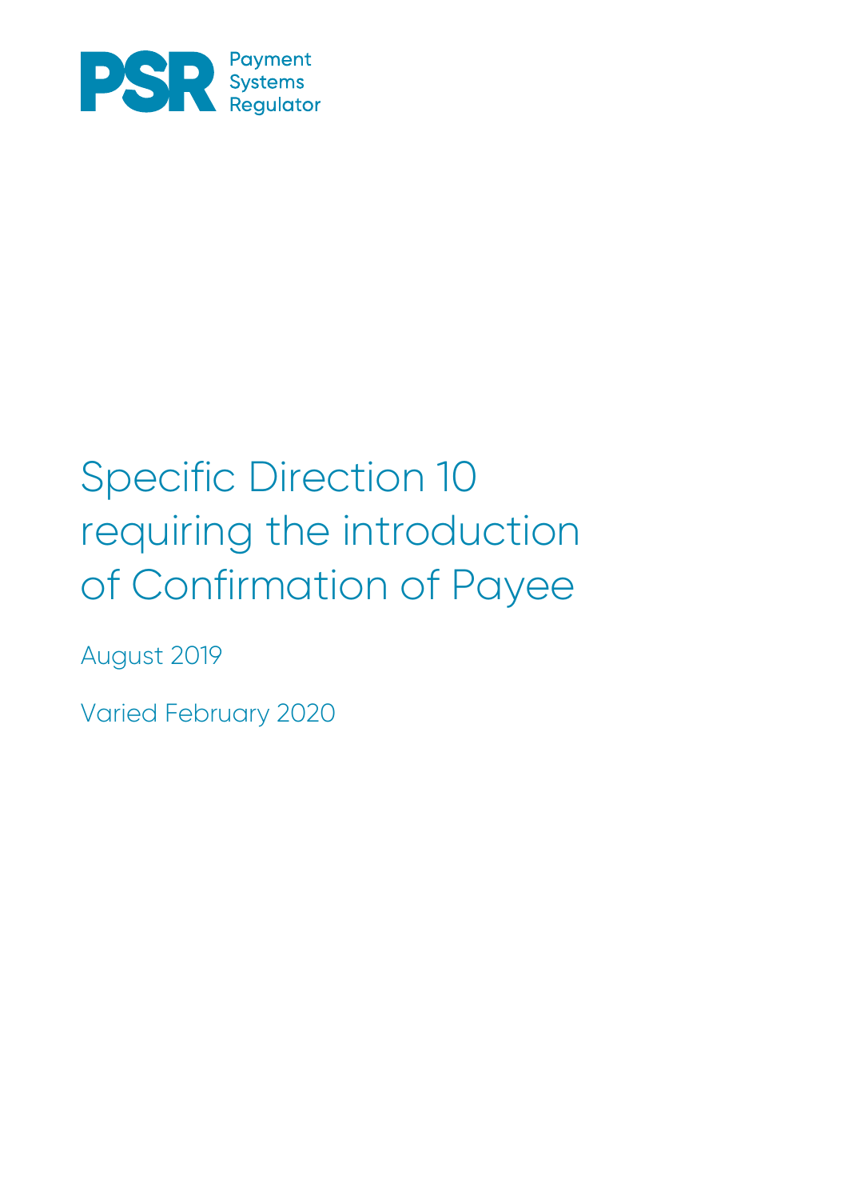Payment Systems Regulator

# Specific Direction 10 requiring the introduction of Confirmation of Payee

August 2019

Varied February 2020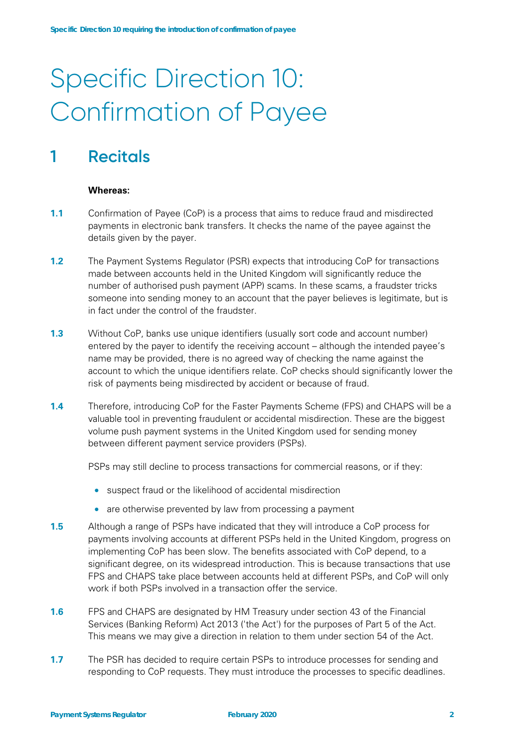# Specific Direction 10: Confirmation of Payee

## 1 Recitals

**Whereas:**

**1.1** Confirmation of Payee (CoP) is a process that aims to reduce fraud and misdirected payments in electronic bank transfers. It checks the name of the payee against the details given by the payer.

**1.2** The Payment Systems Regulator (PSR) expects that introducing CoP for transactions made between accounts held in the United Kingdom will significantly reduce the number of authorised push payment (APP) scams. In these scams, a fraudster tricks someone into sending money to an account that the payer believes is legitimate, but is in fact under the control of the fraudster.

**1.3** Without CoP, banks use unique identifiers (usually sort code and account number) entered by the payer to identify the receiving account – although the intended payee's name may be provided, there is no agreed way of checking the name against the account to which the unique identifiers relate. CoP checks should significantly lower the risk of payments being misdirected by accident or because of fraud.

**1.4** Therefore, introducing CoP for the Faster Payments Scheme (FPS) and CHAPS will be a valuable tool in preventing fraudulent or accidental misdirection. These are the biggest volume push payment systems in the United Kingdom used for sending money between different payment service providers (PSPs).

PSPs may still decline to process transactions for commercial reasons, or if they:

- suspect fraud or the likelihood of accidental misdirection
- are otherwise prevented by law from processing a payment

**1.5** Although a range of PSPs have indicated that they will introduce a CoP process for payments involving accounts at different PSPs held in the United Kingdom, progress on implementing CoP has been slow. The benefits associated with CoP depend, to a significant degree, on its widespread introduction. This is because transactions that use FPS and CHAPS take place between accounts held at different PSPs, and CoP will only work if both PSPs involved in a transaction offer the service.

**1.6** FPS and CHAPS are designated by HM Treasury under section 43 of the Financial Services (Banking Reform) Act 2013 ('the Act') for the purposes of Part 5 of the Act. This means we may give a direction in relation to them under section 54 of the Act.

**1.7** The PSR has decided to require certain PSPs to introduce processes for sending and responding to CoP requests. They must introduce the processes to specific deadlines.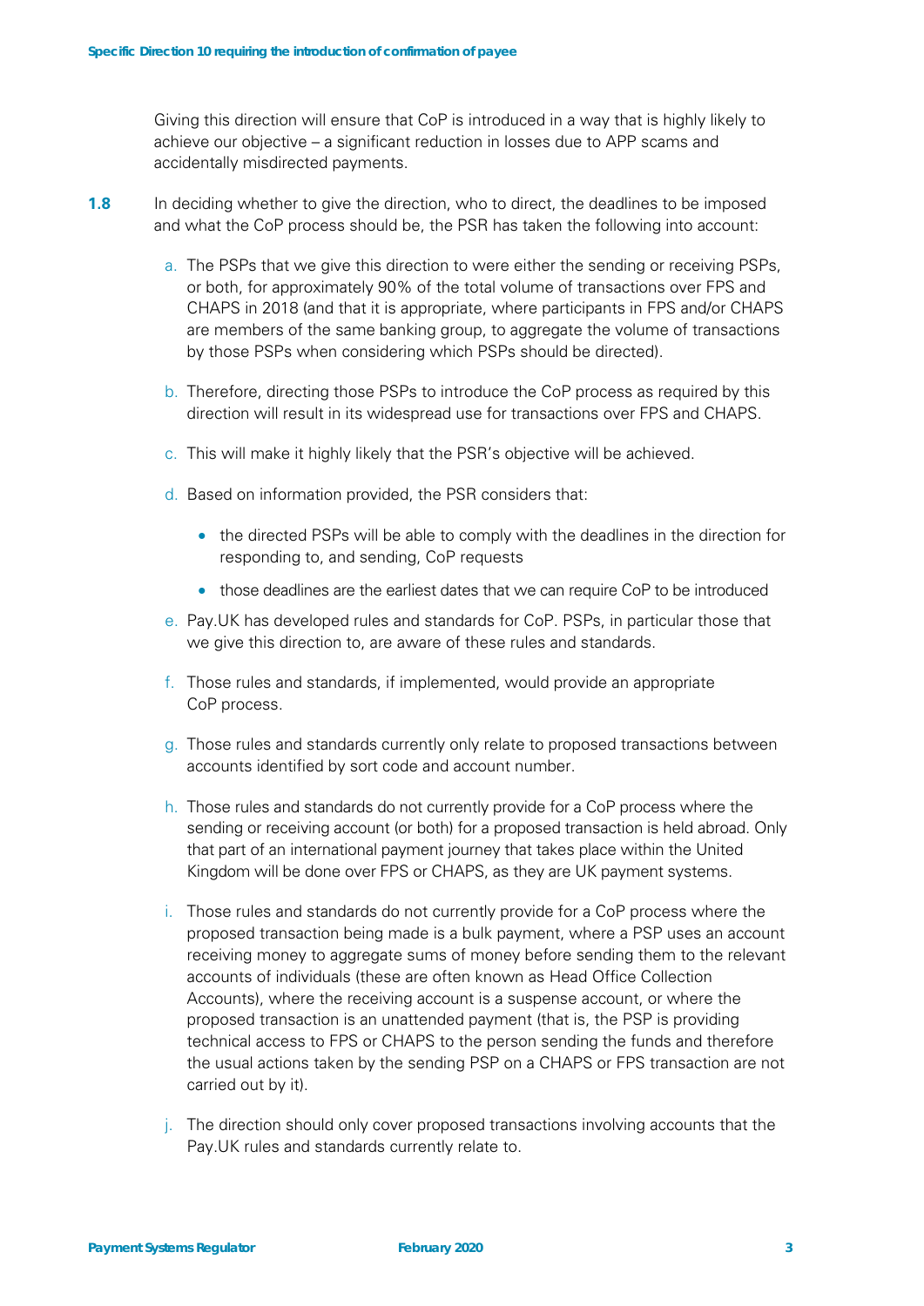Giving this direction will ensure that CoP is introduced in a way that is highly likely to achieve our objective – a significant reduction in losses due to APP scams and accidentally misdirected payments.

**1.8** In deciding whether to give the direction, who to direct, the deadlines to be imposed and what the CoP process should be, the PSR has taken the following into account:

a. The PSPs that we give this direction to were either the sending or receiving PSPs, or both, for approximately 90% of the total volume of transactions over FPS and CHAPS in 2018 (and that it is appropriate, where participants in FPS and/or CHAPS are members of the same banking group, to aggregate the volume of transactions by those PSPs when considering which PSPs should be directed).

b. Therefore, directing those PSPs to introduce the CoP process as required by this direction will result in its widespread use for transactions over FPS and CHAPS.

c. This will make it highly likely that the PSR's objective will be achieved.

d. Based on information provided, the PSR considers that:

- the directed PSPs will be able to comply with the deadlines in the direction for responding to, and sending, CoP requests
- those deadlines are the earliest dates that we can require CoP to be introduced

e. Pay.UK has developed rules and standards for CoP. PSPs, in particular those that we give this direction to, are aware of these rules and standards.

f. Those rules and standards, if implemented, would provide an appropriate CoP process.

g. Those rules and standards currently only relate to proposed transactions between accounts identified by sort code and account number.

h. Those rules and standards do not currently provide for a CoP process where the sending or receiving account (or both) for a proposed transaction is held abroad. Only that part of an international payment journey that takes place within the United Kingdom will be done over FPS or CHAPS, as they are UK payment systems.

i. Those rules and standards do not currently provide for a CoP process where the proposed transaction being made is a bulk payment, where a PSP uses an account receiving money to aggregate sums of money before sending them to the relevant accounts of individuals (these are often known as Head Office Collection Accounts), where the receiving account is a suspense account, or where the proposed transaction is an unattended payment (that is, the PSP is providing technical access to FPS or CHAPS to the person sending the funds and therefore the usual actions taken by the sending PSP on a CHAPS or FPS transaction are not carried out by it).

j. The direction should only cover proposed transactions involving accounts that the Pay.UK rules and standards currently relate to.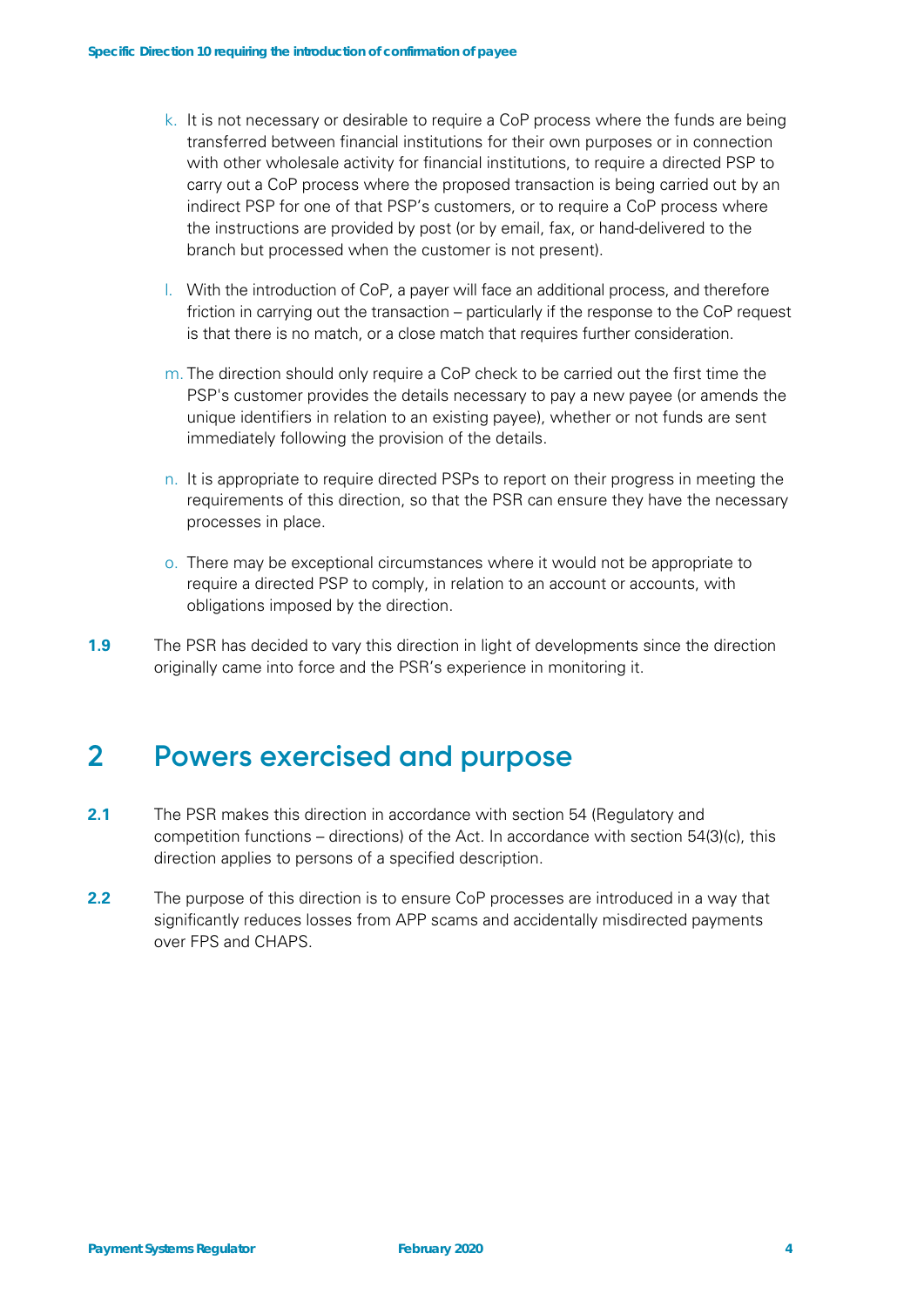k. It is not necessary or desirable to require a CoP process where the funds are being transferred between financial institutions for their own purposes or in connection with other wholesale activity for financial institutions, to require a directed PSP to carry out a CoP process where the proposed transaction is being carried out by an indirect PSP for one of that PSP's customers, or to require a CoP process where the instructions are provided by post (or by email, fax, or hand-delivered to the branch but processed when the customer is not present).

l. With the introduction of CoP, a payer will face an additional process, and therefore friction in carrying out the transaction – particularly if the response to the CoP request is that there is no match, or a close match that requires further consideration.

m. The direction should only require a CoP check to be carried out the first time the PSP's customer provides the details necessary to pay a new payee (or amends the unique identifiers in relation to an existing payee), whether or not funds are sent immediately following the provision of the details.

n. It is appropriate to require directed PSPs to report on their progress in meeting the requirements of this direction, so that the PSR can ensure they have the necessary processes in place.

o. There may be exceptional circumstances where it would not be appropriate to require a directed PSP to comply, in relation to an account or accounts, with obligations imposed by the direction.

**1.9** The PSR has decided to vary this direction in light of developments since the direction originally came into force and the PSR's experience in monitoring it.

# 2 Powers exercised and purpose

**2.1** The PSR makes this direction in accordance with section 54 (Regulatory and competition functions – directions) of the Act. In accordance with section 54(3)(c), this direction applies to persons of a specified description.

**2.2** The purpose of this direction is to ensure CoP processes are introduced in a way that significantly reduces losses from APP scams and accidentally misdirected payments over FPS and CHAPS.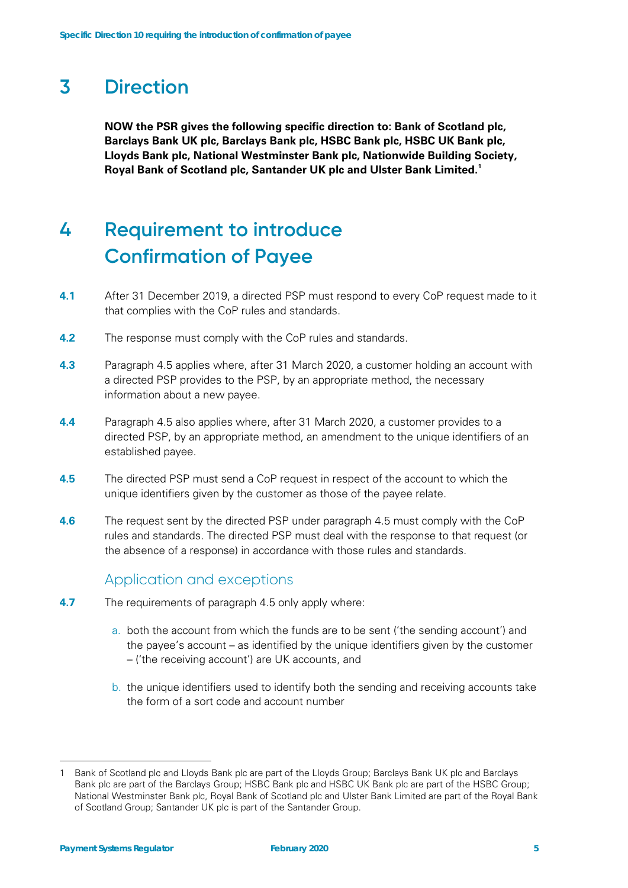# 3 Direction

**NOW the PSR gives the following specific direction to: Bank of Scotland plc, Barclays Bank UK plc, Barclays Bank plc, HSBC Bank plc, HSBC UK Bank plc, Lloyds Bank plc, National Westminster Bank plc, Nationwide Building Society, Royal Bank of Scotland plc, Santander UK plc and Ulster Bank Limited.**[1]

# 4 Requirement to introduce Confirmation of Payee

**4.1** After 31 December 2019, a directed PSP must respond to every CoP request made to it that complies with the CoP rules and standards.

**4.2** The response must comply with the CoP rules and standards.

**4.3** Paragraph 4.5 applies where, after 31 March 2020, a customer holding an account with a directed PSP provides to the PSP, by an appropriate method, the necessary information about a new payee.

**4.4** Paragraph 4.5 also applies where, after 31 March 2020, a customer provides to a directed PSP, by an appropriate method, an amendment to the unique identifiers of an established payee.

**4.5** The directed PSP must send a CoP request in respect of the account to which the unique identifiers given by the customer as those of the payee relate.

**4.6** The request sent by the directed PSP under paragraph 4.5 must comply with the CoP rules and standards. The directed PSP must deal with the response to that request (or the absence of a response) in accordance with those rules and standards.

## Application and exceptions

**4.7** The requirements of paragraph 4.5 only apply where:

a. both the account from which the funds are to be sent ('the sending account') and the payee's account – as identified by the unique identifiers given by the customer – ('the receiving account') are UK accounts, and

b. the unique identifiers used to identify both the sending and receiving accounts take the form of a sort code and account number

---

1 Bank of Scotland plc and Lloyds Bank plc are part of the Lloyds Group; Barclays Bank UK plc and Barclays Bank plc are part of the Barclays Group; HSBC Bank plc and HSBC UK Bank plc are part of the HSBC Group; National Westminster Bank plc, Royal Bank of Scotland plc and Ulster Bank Limited are part of the Royal Bank of Scotland Group; Santander UK plc is part of the Santander Group.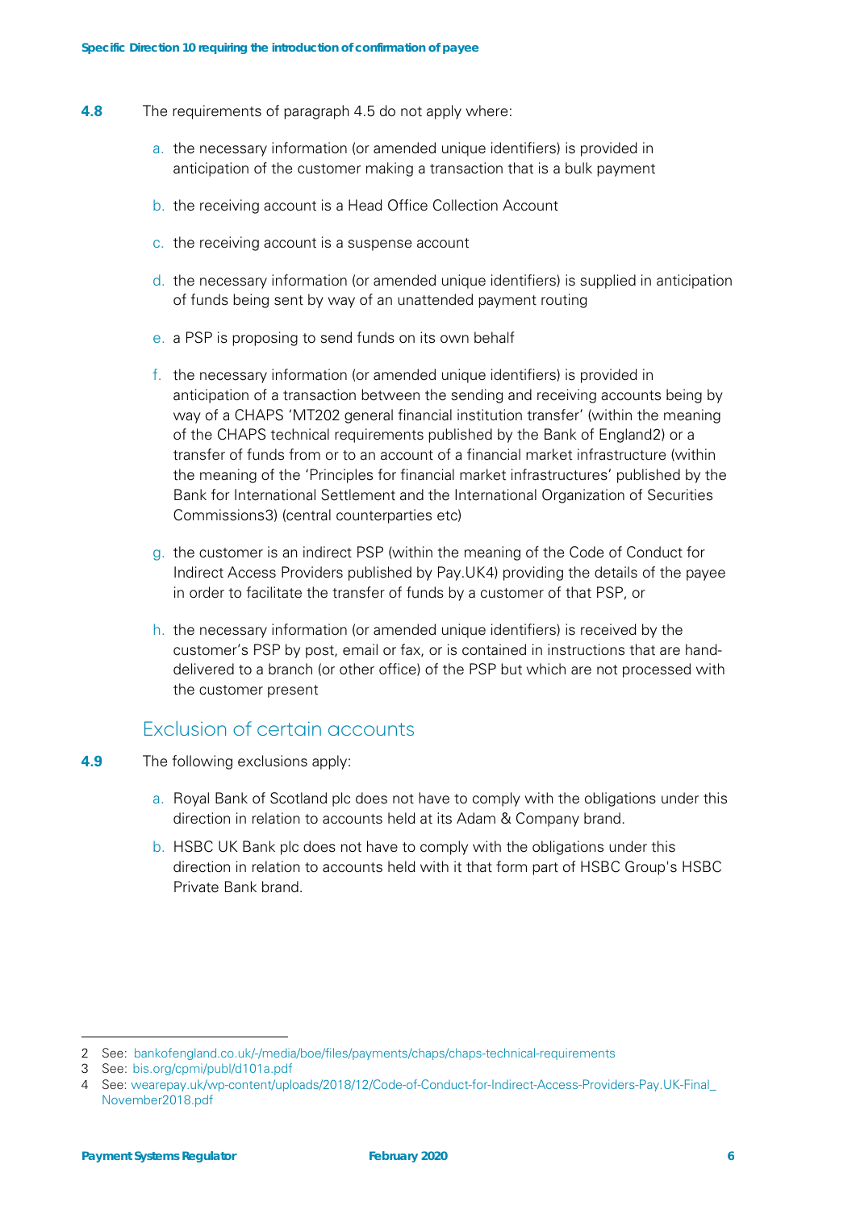**4.8** The requirements of paragraph 4.5 do not apply where:

a. the necessary information (or amended unique identifiers) is provided in anticipation of the customer making a transaction that is a bulk payment

b. the receiving account is a Head Office Collection Account

c. the receiving account is a suspense account

d. the necessary information (or amended unique identifiers) is supplied in anticipation of funds being sent by way of an unattended payment routing

e. a PSP is proposing to send funds on its own behalf

f. the necessary information (or amended unique identifiers) is provided in anticipation of a transaction between the sending and receiving accounts being by way of a CHAPS 'MT202 general financial institution transfer' (within the meaning of the CHAPS technical requirements published by the Bank of England[2]) or a transfer of funds from or to an account of a financial market infrastructure (within the meaning of the 'Principles for financial market infrastructures' published by the Bank for International Settlement and the International Organization of Securities Commissions[3]) (central counterparties etc)

g. the customer is an indirect PSP (within the meaning of the Code of Conduct for Indirect Access Providers published by Pay.UK[4]) providing the details of the payee in order to facilitate the transfer of funds by a customer of that PSP, or

h. the necessary information (or amended unique identifiers) is received by the customer's PSP by post, email or fax, or is contained in instructions that are hand-delivered to a branch (or other office) of the PSP but which are not processed with the customer present

## Exclusion of certain accounts

**4.9** The following exclusions apply:

a. Royal Bank of Scotland plc does not have to comply with the obligations under this direction in relation to accounts held at its Adam & Company brand.

b. HSBC UK Bank plc does not have to comply with the obligations under this direction in relation to accounts held with it that form part of HSBC Group's HSBC Private Bank brand.

---

2 See: bankofengland.co.uk/-/media/boe/files/payments/chaps/chaps-technical-requirements

3 See: bis.org/cpmi/publ/d101a.pdf

4 See: wearepay.uk/wp-content/uploads/2018/12/Code-of-Conduct-for-Indirect-Access-Providers-Pay.UK-Final_November2018.pdf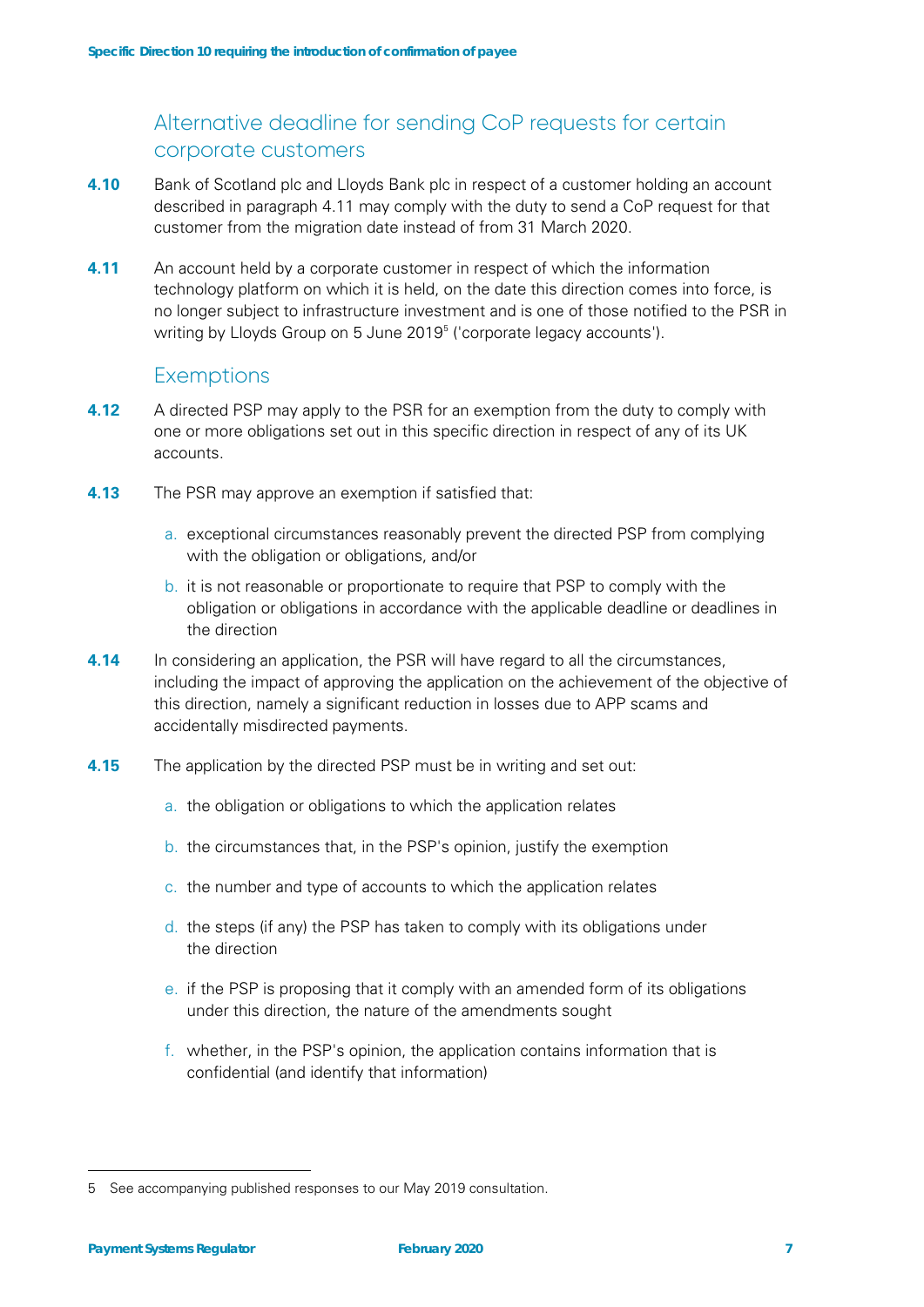## Alternative deadline for sending CoP requests for certain corporate customers

**4.10** Bank of Scotland plc and Lloyds Bank plc in respect of a customer holding an account described in paragraph 4.11 may comply with the duty to send a CoP request for that customer from the migration date instead of from 31 March 2020.

**4.11** An account held by a corporate customer in respect of which the information technology platform on which it is held, on the date this direction comes into force, is no longer subject to infrastructure investment and is one of those notified to the PSR in writing by Lloyds Group on 5 June 2019[5] ('corporate legacy accounts').

## Exemptions

**4.12** A directed PSP may apply to the PSR for an exemption from the duty to comply with one or more obligations set out in this specific direction in respect of any of its UK accounts.

**4.13** The PSR may approve an exemption if satisfied that:

a. exceptional circumstances reasonably prevent the directed PSP from complying with the obligation or obligations, and/or

b. it is not reasonable or proportionate to require that PSP to comply with the obligation or obligations in accordance with the applicable deadline or deadlines in the direction

**4.14** In considering an application, the PSR will have regard to all the circumstances, including the impact of approving the application on the achievement of the objective of this direction, namely a significant reduction in losses due to APP scams and accidentally misdirected payments.

**4.15** The application by the directed PSP must be in writing and set out:

a. the obligation or obligations to which the application relates

b. the circumstances that, in the PSP's opinion, justify the exemption

c. the number and type of accounts to which the application relates

d. the steps (if any) the PSP has taken to comply with its obligations under the direction

e. if the PSP is proposing that it comply with an amended form of its obligations under this direction, the nature of the amendments sought

f. whether, in the PSP's opinion, the application contains information that is confidential (and identify that information)

---

5 See accompanying published responses to our May 2019 consultation.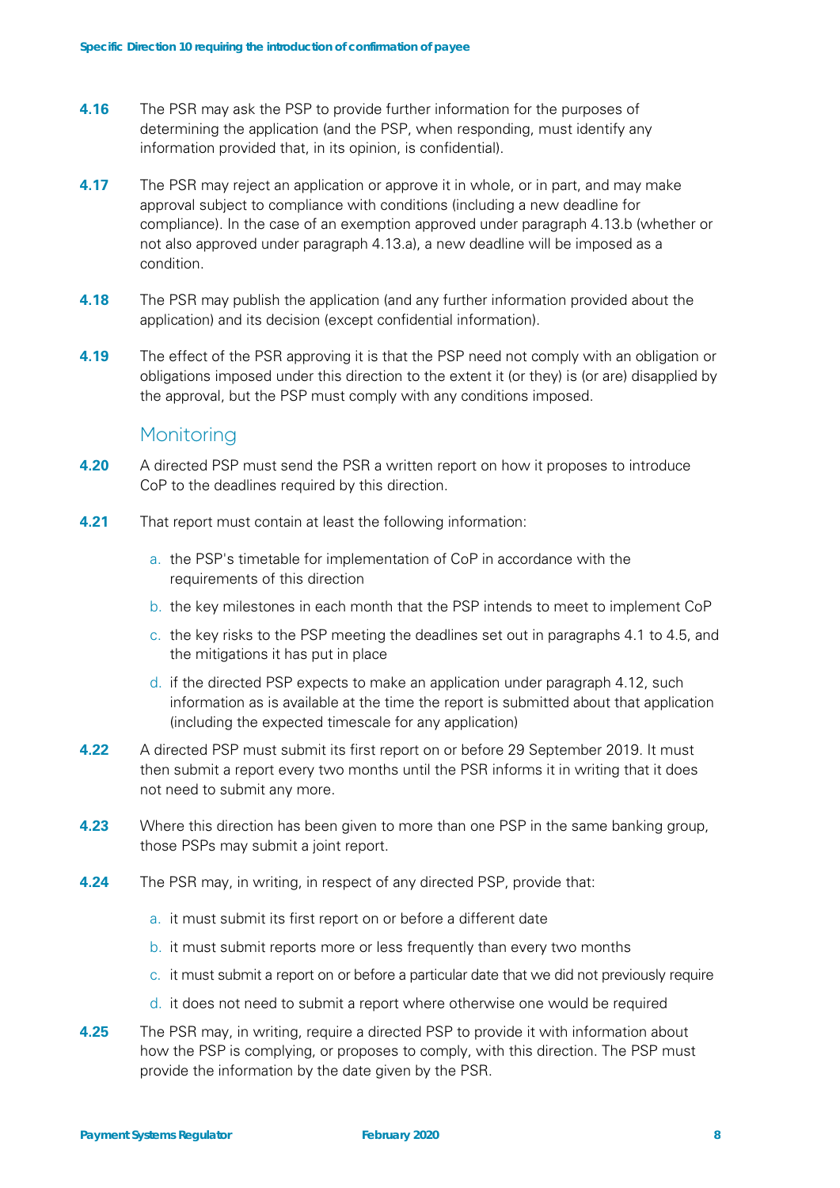**4.16** The PSR may ask the PSP to provide further information for the purposes of determining the application (and the PSP, when responding, must identify any information provided that, in its opinion, is confidential).

**4.17** The PSR may reject an application or approve it in whole, or in part, and may make approval subject to compliance with conditions (including a new deadline for compliance). In the case of an exemption approved under paragraph 4.13.b (whether or not also approved under paragraph 4.13.a), a new deadline will be imposed as a condition.

**4.18** The PSR may publish the application (and any further information provided about the application) and its decision (except confidential information).

**4.19** The effect of the PSR approving it is that the PSP need not comply with an obligation or obligations imposed under this direction to the extent it (or they) is (or are) disapplied by the approval, but the PSP must comply with any conditions imposed.

## Monitoring

**4.20** A directed PSP must send the PSR a written report on how it proposes to introduce CoP to the deadlines required by this direction.

**4.21** That report must contain at least the following information:

a. the PSP's timetable for implementation of CoP in accordance with the requirements of this direction

b. the key milestones in each month that the PSP intends to meet to implement CoP

c. the key risks to the PSP meeting the deadlines set out in paragraphs 4.1 to 4.5, and the mitigations it has put in place

d. if the directed PSP expects to make an application under paragraph 4.12, such information as is available at the time the report is submitted about that application (including the expected timescale for any application)

**4.22** A directed PSP must submit its first report on or before 29 September 2019. It must then submit a report every two months until the PSR informs it in writing that it does not need to submit any more.

**4.23** Where this direction has been given to more than one PSP in the same banking group, those PSPs may submit a joint report.

**4.24** The PSR may, in writing, in respect of any directed PSP, provide that:

a. it must submit its first report on or before a different date

b. it must submit reports more or less frequently than every two months

c. it must submit a report on or before a particular date that we did not previously require

d. it does not need to submit a report where otherwise one would be required

**4.25** The PSR may, in writing, require a directed PSP to provide it with information about how the PSP is complying, or proposes to comply, with this direction. The PSP must provide the information by the date given by the PSR.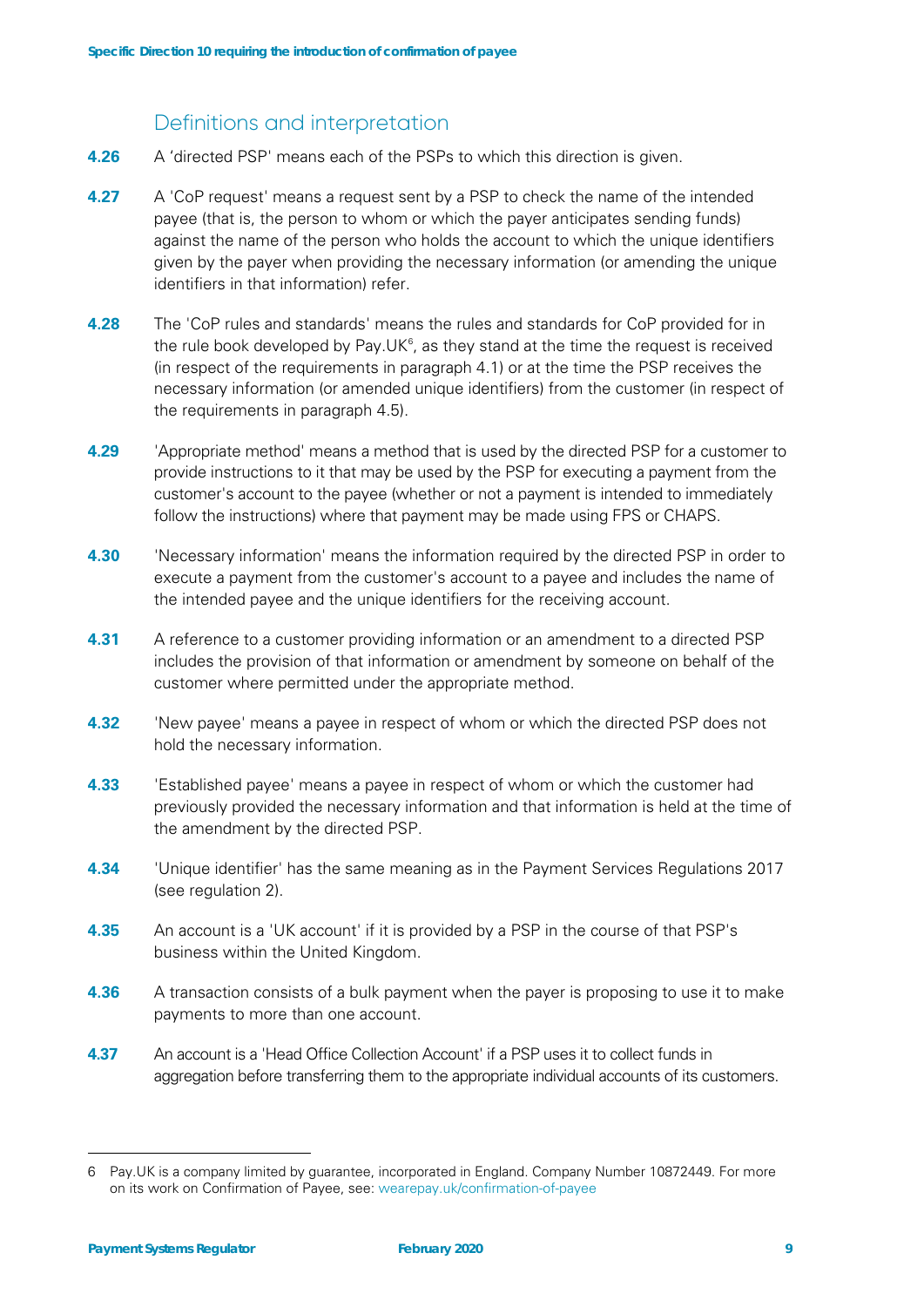## Definitions and interpretation

**4.26** A 'directed PSP' means each of the PSPs to which this direction is given.

**4.27** A 'CoP request' means a request sent by a PSP to check the name of the intended payee (that is, the person to whom or which the payer anticipates sending funds) against the name of the person who holds the account to which the unique identifiers given by the payer when providing the necessary information (or amending the unique identifiers in that information) refer.

**4.28** The 'CoP rules and standards' means the rules and standards for CoP provided for in the rule book developed by Pay.UK[6], as they stand at the time the request is received (in respect of the requirements in paragraph 4.1) or at the time the PSP receives the necessary information (or amended unique identifiers) from the customer (in respect of the requirements in paragraph 4.5).

**4.29** 'Appropriate method' means a method that is used by the directed PSP for a customer to provide instructions to it that may be used by the PSP for executing a payment from the customer's account to the payee (whether or not a payment is intended to immediately follow the instructions) where that payment may be made using FPS or CHAPS.

**4.30** 'Necessary information' means the information required by the directed PSP in order to execute a payment from the customer's account to a payee and includes the name of the intended payee and the unique identifiers for the receiving account.

**4.31** A reference to a customer providing information or an amendment to a directed PSP includes the provision of that information or amendment by someone on behalf of the customer where permitted under the appropriate method.

**4.32** 'New payee' means a payee in respect of whom or which the directed PSP does not hold the necessary information.

**4.33** 'Established payee' means a payee in respect of whom or which the customer had previously provided the necessary information and that information is held at the time of the amendment by the directed PSP.

**4.34** 'Unique identifier' has the same meaning as in the Payment Services Regulations 2017 (see regulation 2).

**4.35** An account is a 'UK account' if it is provided by a PSP in the course of that PSP's business within the United Kingdom.

**4.36** A transaction consists of a bulk payment when the payer is proposing to use it to make payments to more than one account.

**4.37** An account is a 'Head Office Collection Account' if a PSP uses it to collect funds in aggregation before transferring them to the appropriate individual accounts of its customers.

---

6 Pay.UK is a company limited by guarantee, incorporated in England. Company Number 10872449. For more on its work on Confirmation of Payee, see: wearepay.uk/confirmation-of-payee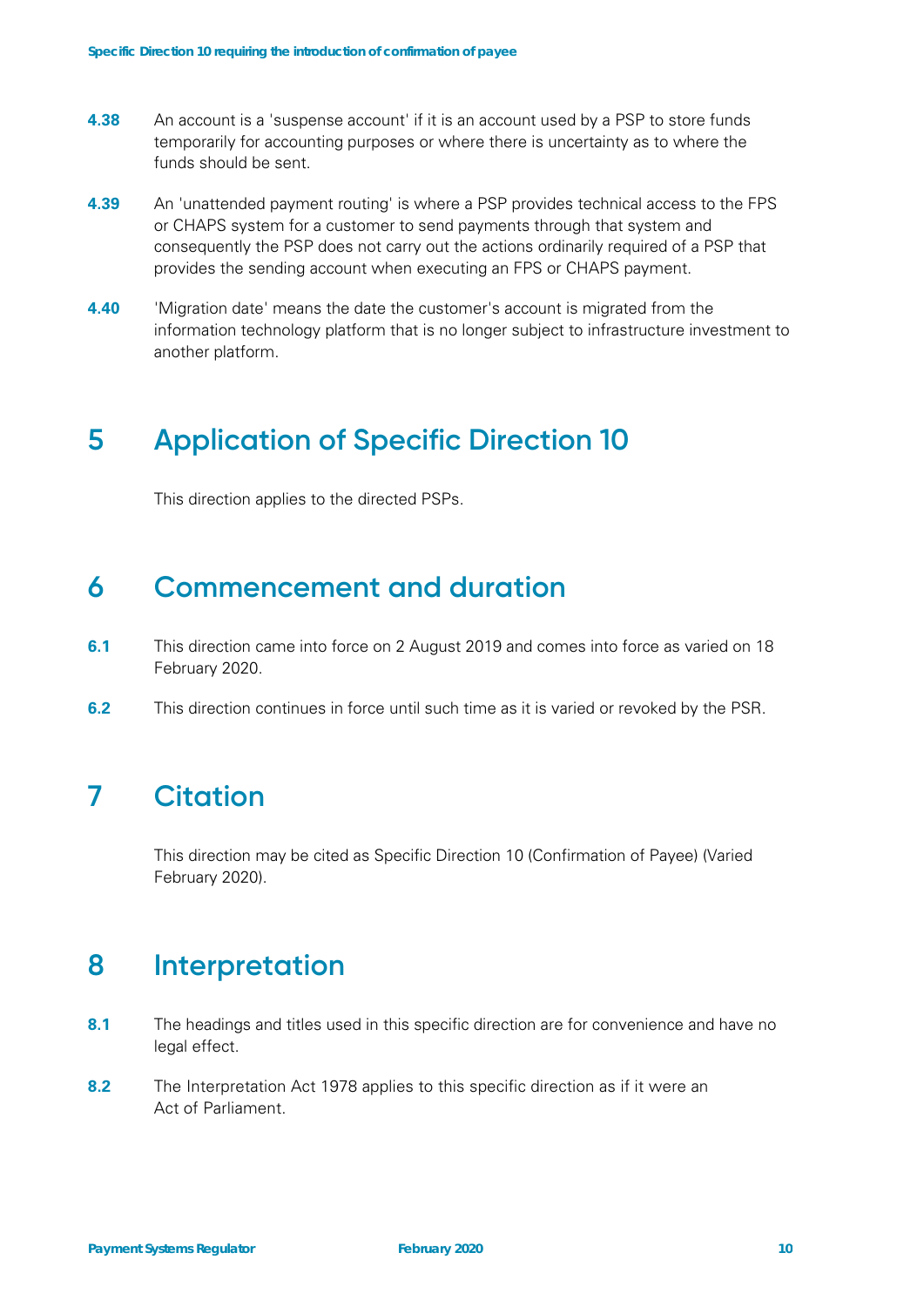**4.38** An account is a 'suspense account' if it is an account used by a PSP to store funds temporarily for accounting purposes or where there is uncertainty as to where the funds should be sent.

**4.39** An 'unattended payment routing' is where a PSP provides technical access to the FPS or CHAPS system for a customer to send payments through that system and consequently the PSP does not carry out the actions ordinarily required of a PSP that provides the sending account when executing an FPS or CHAPS payment.

**4.40** 'Migration date' means the date the customer's account is migrated from the information technology platform that is no longer subject to infrastructure investment to another platform.

## 5 Application of Specific Direction 10

This direction applies to the directed PSPs.

## 6 Commencement and duration

**6.1** This direction came into force on 2 August 2019 and comes into force as varied on 18 February 2020.

**6.2** This direction continues in force until such time as it is varied or revoked by the PSR.

## 7 Citation

This direction may be cited as Specific Direction 10 (Confirmation of Payee) (Varied February 2020).

## 8 Interpretation

**8.1** The headings and titles used in this specific direction are for convenience and have no legal effect.

**8.2** The Interpretation Act 1978 applies to this specific direction as if it were an Act of Parliament.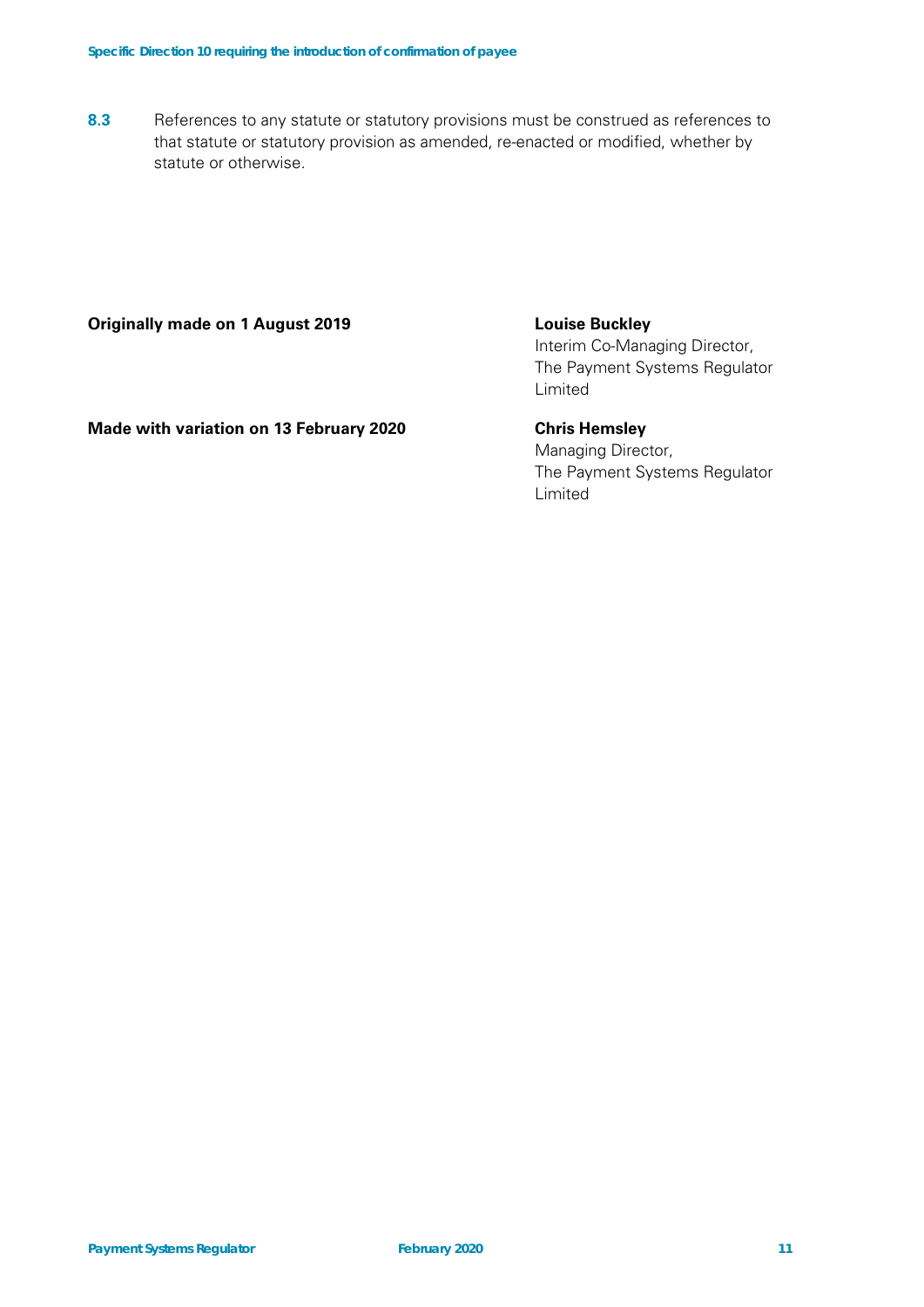**8.3** References to any statute or statutory provisions must be construed as references to that statute or statutory provision as amended, re-enacted or modified, whether by statute or otherwise.

**Originally made on 1 August 2019**

**Louise Buckley**
Interim Co-Managing Director,
The Payment Systems Regulator Limited

**Made with variation on 13 February 2020**

**Chris Hemsley**
Managing Director,
The Payment Systems Regulator Limited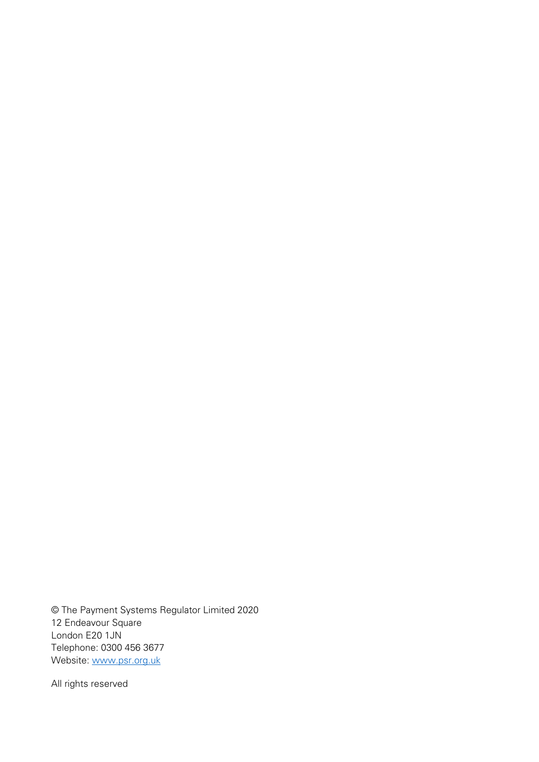© The Payment Systems Regulator Limited 2020
12 Endeavour Square
London E20 1JN
Telephone: 0300 456 3677
Website: [www.psr.org.uk](http://www.psr.org.uk)

All rights reserved